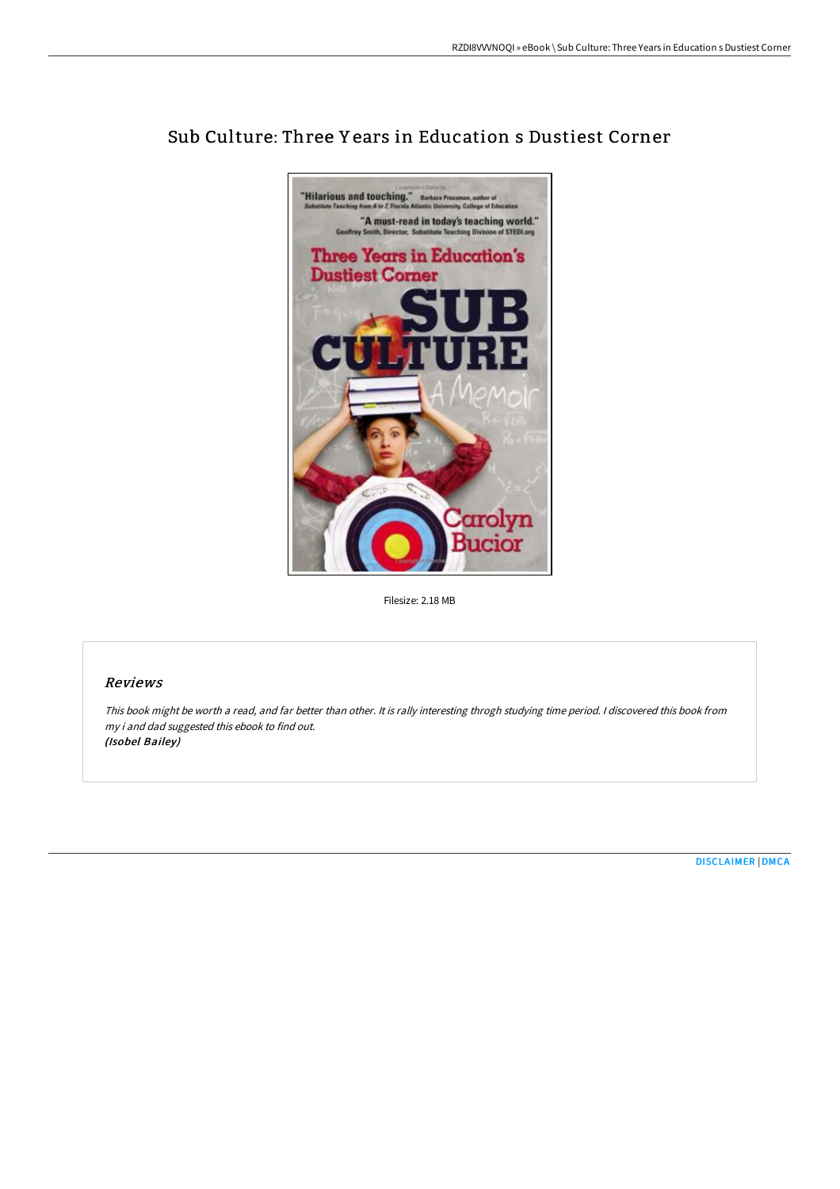# Sub Culture: Three Years in Education s Dustiest Corner

Filesize: 2.18 MB

## *Reviews*

*This book might be worth a read, and far better than other. It is rally interesting throgh studying time period. I discovered this book from my i and dad suggested this ebook to find out.*
***(Isobel Bailey)***

DISCLAIMER | DMCA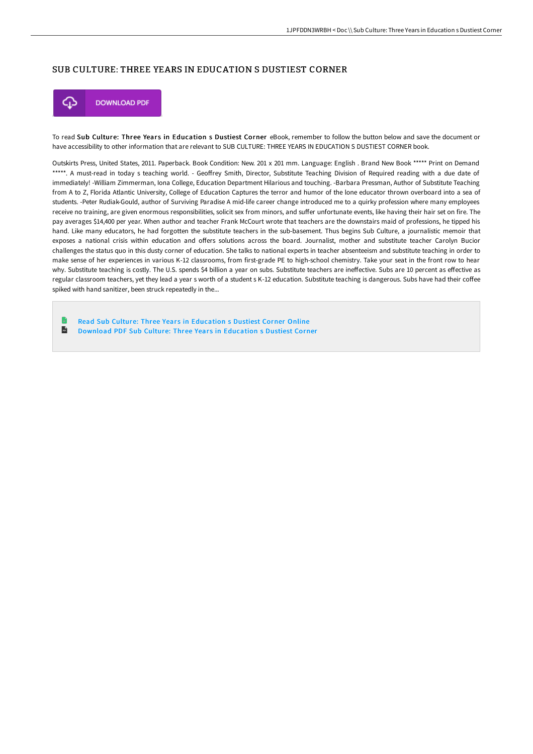# SUB CULTURE: THREE YEARS IN EDUCATION S DUSTIEST CORNER

DOWNLOAD PDF

To read **Sub Culture: Three Years in Education s Dustiest Corner** eBook, remember to follow the button below and save the document or have accessibility to other information that are relevant to SUB CULTURE: THREE YEARS IN EDUCATION S DUSTIEST CORNER book.

Outskirts Press, United States, 2011. Paperback. Book Condition: New. 201 x 201 mm. Language: English . Brand New Book ***** Print on Demand *****. A must-read in today s teaching world. - Geoffrey Smith, Director, Substitute Teaching Division of Required reading with a due date of immediately! -William Zimmerman, Iona College, Education Department Hilarious and touching. -Barbara Pressman, Author of Substitute Teaching from A to Z, Florida Atlantic University, College of Education Captures the terror and humor of the lone educator thrown overboard into a sea of students. -Peter Rudiak-Gould, author of Surviving Paradise A mid-life career change introduced me to a quirky profession where many employees receive no training, are given enormous responsibilities, solicit sex from minors, and suffer unfortunate events, like having their hair set on fire. The pay averages $14,400 per year. When author and teacher Frank McCourt wrote that teachers are the downstairs maid of professions, he tipped his hand. Like many educators, he had forgotten the substitute teachers in the sub-basement. Thus begins Sub Culture, a journalistic memoir that exposes a national crisis within education and offers solutions across the board. Journalist, mother and substitute teacher Carolyn Bucior challenges the status quo in this dusty corner of education. She talks to national experts in teacher absenteeism and substitute teaching in order to make sense of her experiences in various K-12 classrooms, from first-grade PE to high-school chemistry. Take your seat in the front row to hear why. Substitute teaching is costly. The U.S. spends $4 billion a year on subs. Substitute teachers are ineffective. Subs are 10 percent as effective as regular classroom teachers, yet they lead a year s worth of a student s K-12 education. Substitute teaching is dangerous. Subs have had their coffee spiked with hand sanitizer, been struck repeatedly in the...

- Read Sub Culture: Three Years in Education s Dustiest Corner Online
- Download PDF Sub Culture: Three Years in Education s Dustiest Corner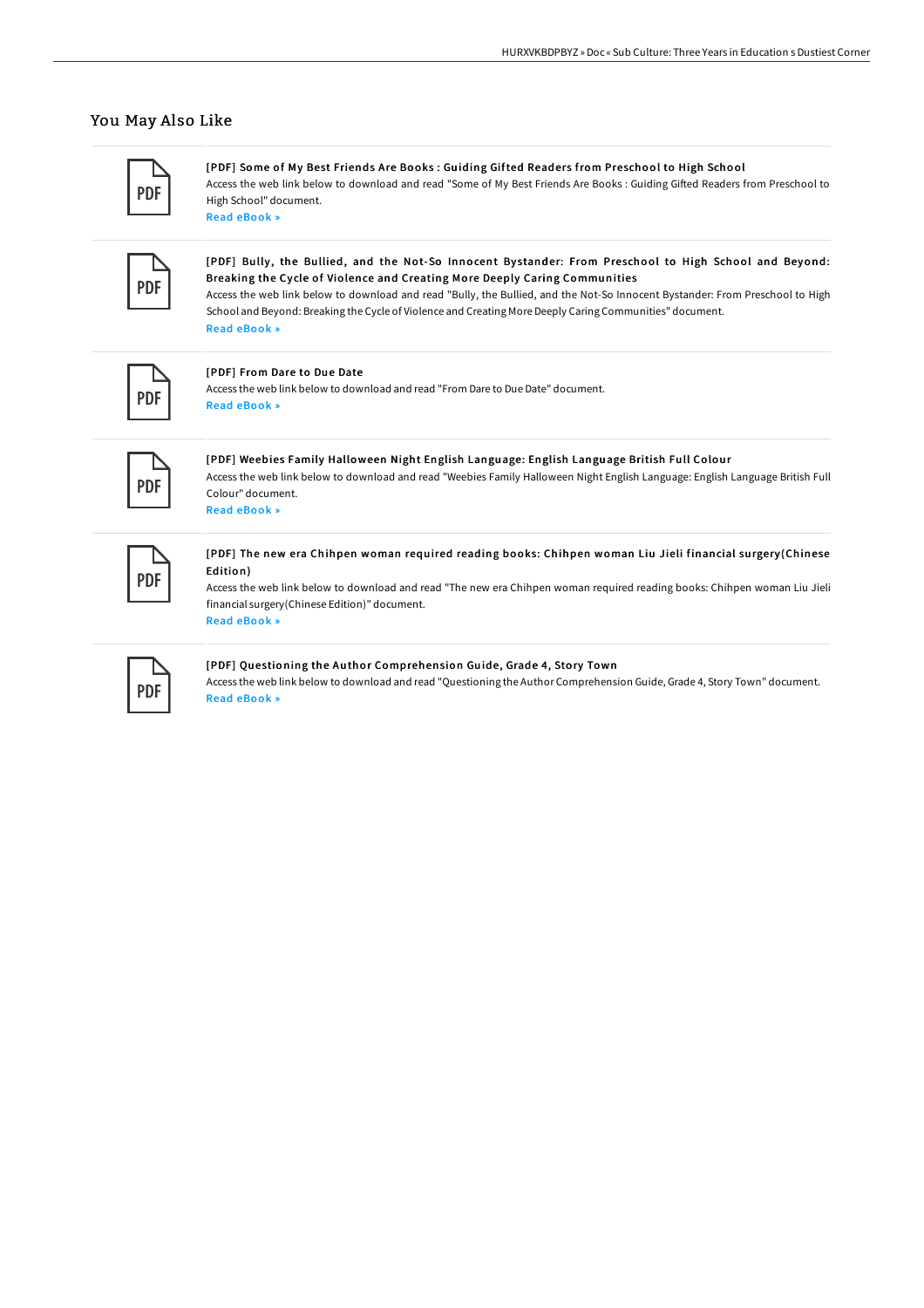## You May Also Like

**[PDF] Some of My Best Friends Are Books : Guiding Gifted Readers from Preschool to High School**

Access the web link below to download and read "Some of My Best Friends Are Books : Guiding Gifted Readers from Preschool to High School" document.

Read eBook »

**[PDF] Bully, the Bullied, and the Not-So Innocent Bystander: From Preschool to High School and Beyond: Breaking the Cycle of Violence and Creating More Deeply Caring Communities**

Access the web link below to download and read "Bully, the Bullied, and the Not-So Innocent Bystander: From Preschool to High School and Beyond: Breaking the Cycle of Violence and Creating More Deeply Caring Communities" document.

Read eBook »

**[PDF] From Dare to Due Date**

Access the web link below to download and read "From Dare to Due Date" document.

Read eBook »

**[PDF] Weebies Family Halloween Night English Language: English Language British Full Colour**

Access the web link below to download and read "Weebies Family Halloween Night English Language: English Language British Full Colour" document.

Read eBook »

**[PDF] The new era Chihpen woman required reading books: Chihpen woman Liu Jieli financial surgery(Chinese Edition)**

Access the web link below to download and read "The new era Chihpen woman required reading books: Chihpen woman Liu Jieli financial surgery(Chinese Edition)" document.

Read eBook »

**[PDF] Questioning the Author Comprehension Guide, Grade 4, Story Town**

Access the web link below to download and read "Questioning the Author Comprehension Guide, Grade 4, Story Town" document.

Read eBook »